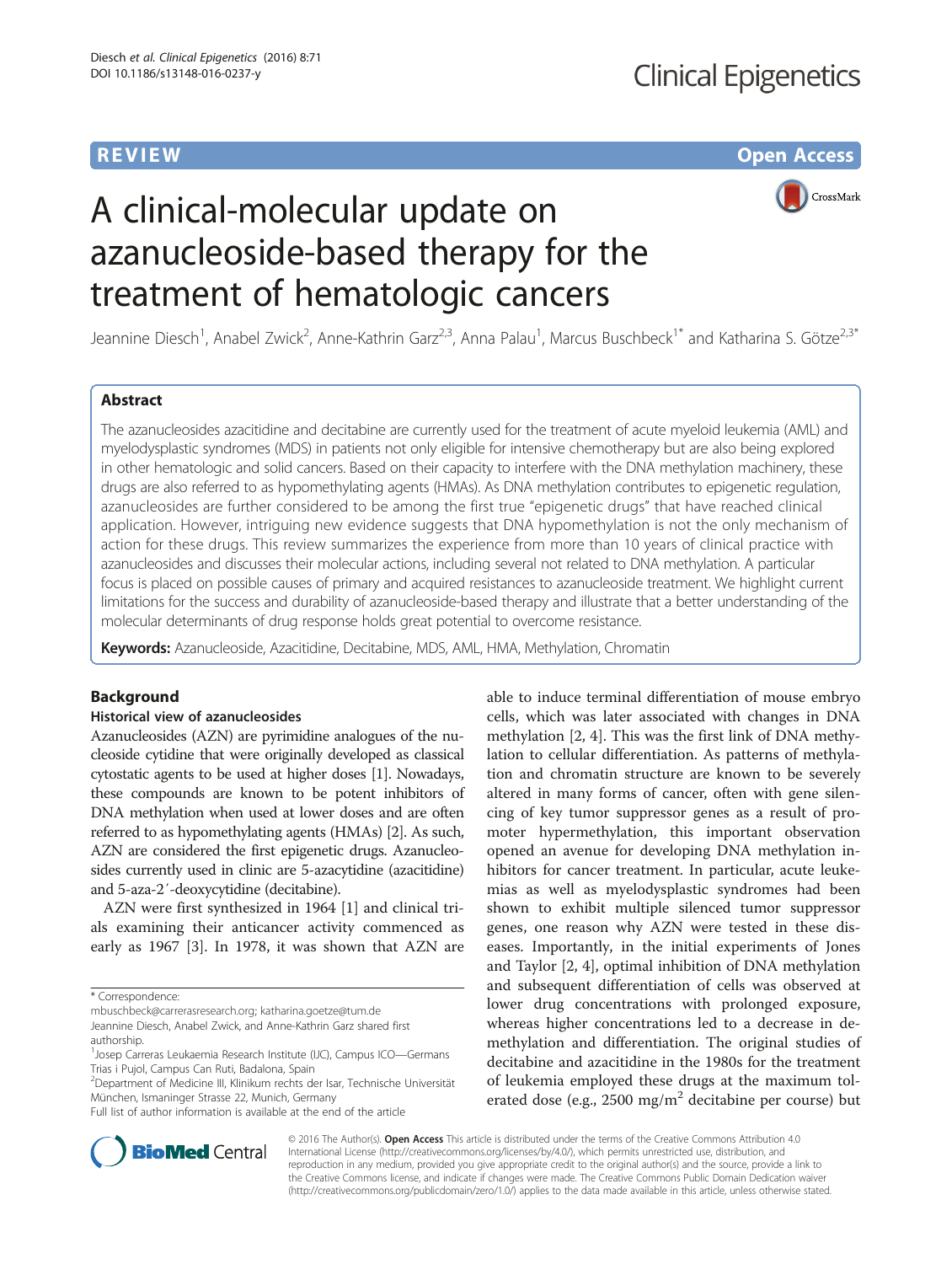REVIEW Open Access

# A clinical-molecular update on azanucleoside-based therapy for the treatment of hematologic cancers

Jeannine Diesch[1], Anabel Zwick[2], Anne-Kathrin Garz[2,3], Anna Palau[1], Marcus Buschbeck[1*] and Katharina S. Götze[2,3*]

## Abstract

The azanucleosides azacitidine and decitabine are currently used for the treatment of acute myeloid leukemia (AML) and myelodysplastic syndromes (MDS) in patients not only eligible for intensive chemotherapy but are also being explored in other hematologic and solid cancers. Based on their capacity to interfere with the DNA methylation machinery, these drugs are also referred to as hypomethylating agents (HMAs). As DNA methylation contributes to epigenetic regulation, azanucleosides are further considered to be among the first true "epigenetic drugs" that have reached clinical application. However, intriguing new evidence suggests that DNA hypomethylation is not the only mechanism of action for these drugs. This review summarizes the experience from more than 10 years of clinical practice with azanucleosides and discusses their molecular actions, including several not related to DNA methylation. A particular focus is placed on possible causes of primary and acquired resistances to azanucleoside treatment. We highlight current limitations for the success and durability of azanucleoside-based therapy and illustrate that a better understanding of the molecular determinants of drug response holds great potential to overcome resistance.

**Keywords:** Azanucleoside, Azacitidine, Decitabine, MDS, AML, HMA, Methylation, Chromatin

## Background

### Historical view of azanucleosides

Azanucleosides (AZN) are pyrimidine analogues of the nucleoside cytidine that were originally developed as classical cytostatic agents to be used at higher doses [1]. Nowadays, these compounds are known to be potent inhibitors of DNA methylation when used at lower doses and are often referred to as hypomethylating agents (HMAs) [2]. As such, AZN are considered the first epigenetic drugs. Azanucleosides currently used in clinic are 5-azacytidine (azacitidine) and 5-aza-2′-deoxycytidine (decitabine).

AZN were first synthesized in 1964 [1] and clinical trials examining their anticancer activity commenced as early as 1967 [3]. In 1978, it was shown that AZN are able to induce terminal differentiation of mouse embryo cells, which was later associated with changes in DNA methylation [2, 4]. This was the first link of DNA methylation to cellular differentiation. As patterns of methylation and chromatin structure are known to be severely altered in many forms of cancer, often with gene silencing of key tumor suppressor genes as a result of promoter hypermethylation, this important observation opened an avenue for developing DNA methylation inhibitors for cancer treatment. In particular, acute leukemias as well as myelodysplastic syndromes had been shown to exhibit multiple silenced tumor suppressor genes, one reason why AZN were tested in these diseases. Importantly, in the initial experiments of Jones and Taylor [2, 4], optimal inhibition of DNA methylation and subsequent differentiation of cells was observed at lower drug concentrations with prolonged exposure, whereas higher concentrations led to a decrease in demethylation and differentiation. The original studies of decitabine and azacitidine in the 1980s for the treatment of leukemia employed these drugs at the maximum tolerated dose (e.g., 2500 mg/m$^2$ decitabine per course) but

\* Correspondence: mbuschbeck@carrerasresearch.org; katharina.goetze@tum.de
Jeannine Diesch, Anabel Zwick, and Anne-Kathrin Garz shared first authorship.
[1]Josep Carreras Leukaemia Research Institute (IJC), Campus ICO—Germans Trias i Pujol, Campus Can Ruti, Badalona, Spain
[2]Department of Medicine III, Klinikum rechts der Isar, Technische Universität München, Ismaninger Strasse 22, Munich, Germany
Full list of author information is available at the end of the article

© 2016 The Author(s). **Open Access** This article is distributed under the terms of the Creative Commons Attribution 4.0 International License (http://creativecommons.org/licenses/by/4.0/), which permits unrestricted use, distribution, and reproduction in any medium, provided you give appropriate credit to the original author(s) and the source, provide a link to the Creative Commons license, and indicate if changes were made. The Creative Commons Public Domain Dedication waiver (http://creativecommons.org/publicdomain/zero/1.0/) applies to the data made available in this article, unless otherwise stated.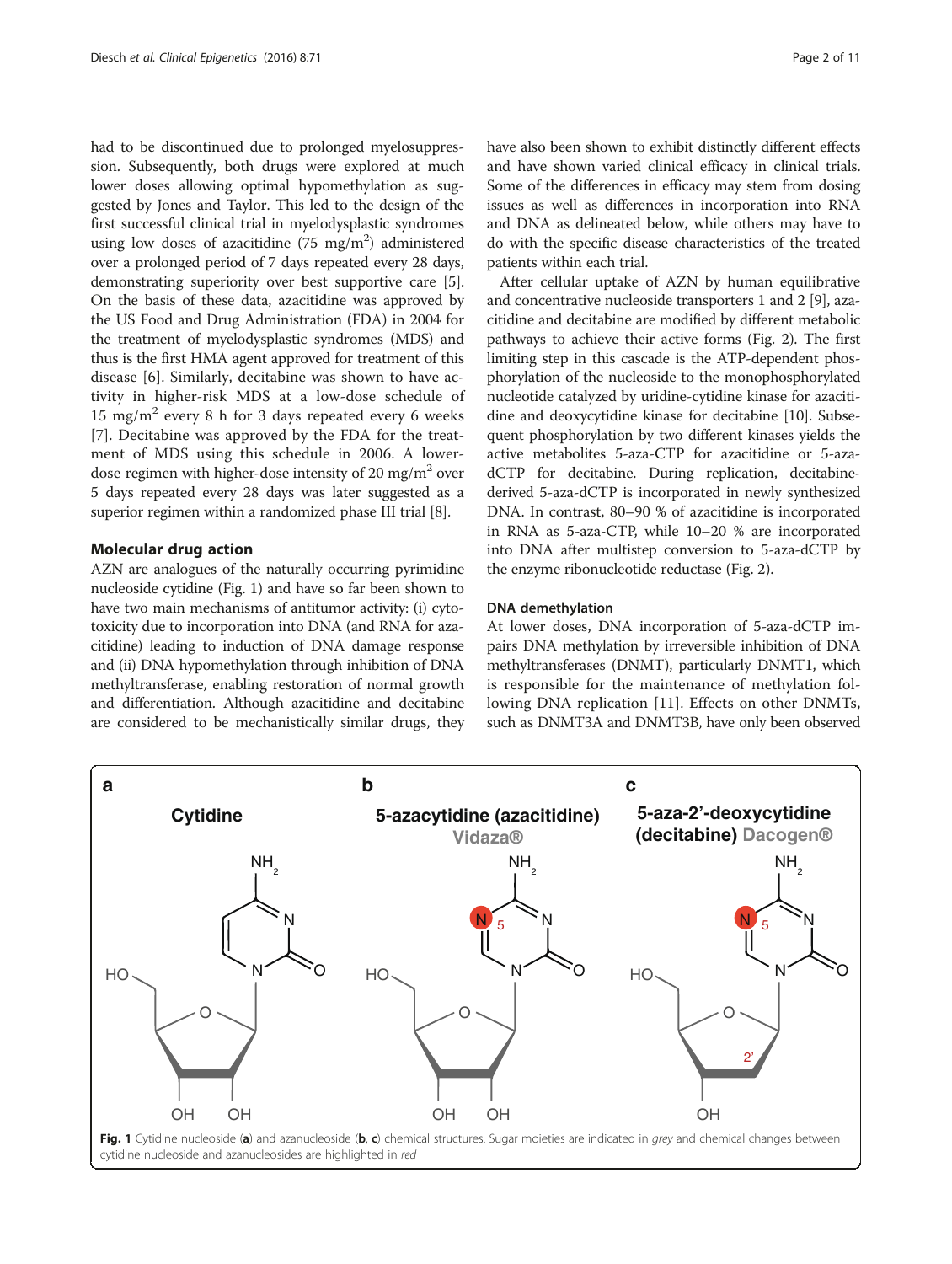had to be discontinued due to prolonged myelosuppression. Subsequently, both drugs were explored at much lower doses allowing optimal hypomethylation as suggested by Jones and Taylor. This led to the design of the first successful clinical trial in myelodysplastic syndromes using low doses of azacitidine (75 mg/m$^2$) administered over a prolonged period of 7 days repeated every 28 days, demonstrating superiority over best supportive care [5]. On the basis of these data, azacitidine was approved by the US Food and Drug Administration (FDA) in 2004 for the treatment of myelodysplastic syndromes (MDS) and thus is the first HMA agent approved for treatment of this disease [6]. Similarly, decitabine was shown to have activity in higher-risk MDS at a low-dose schedule of 15 mg/m$^2$ every 8 h for 3 days repeated every 6 weeks [7]. Decitabine was approved by the FDA for the treatment of MDS using this schedule in 2006. A lower-dose regimen with higher-dose intensity of 20 mg/m$^2$ over 5 days repeated every 28 days was later suggested as a superior regimen within a randomized phase III trial [8].

## Molecular drug action

AZN are analogues of the naturally occurring pyrimidine nucleoside cytidine (Fig. 1) and have so far been shown to have two main mechanisms of antitumor activity: (i) cytotoxicity due to incorporation into DNA (and RNA for azacitidine) leading to induction of DNA damage response and (ii) DNA hypomethylation through inhibition of DNA methyltransferase, enabling restoration of normal growth and differentiation. Although azacitidine and decitabine are considered to be mechanistically similar drugs, they have also been shown to exhibit distinctly different effects and have shown varied clinical efficacy in clinical trials. Some of the differences in efficacy may stem from dosing issues as well as differences in incorporation into RNA and DNA as delineated below, while others may have to do with the specific disease characteristics of the treated patients within each trial.

After cellular uptake of AZN by human equilibrative and concentrative nucleoside transporters 1 and 2 [9], azacitidine and decitabine are modified by different metabolic pathways to achieve their active forms (Fig. 2). The first limiting step in this cascade is the ATP-dependent phosphorylation of the nucleoside to the monophosphorylated nucleotide catalyzed by uridine-cytidine kinase for azacitidine and deoxycytidine kinase for decitabine [10]. Subsequent phosphorylation by two different kinases yields the active metabolites 5-aza-CTP for azacitidine or 5-aza-dCTP for decitabine. During replication, decitabine-derived 5-aza-dCTP is incorporated in newly synthesized DNA. In contrast, 80–90 % of azacitidine is incorporated in RNA as 5-aza-CTP, while 10–20 % are incorporated into DNA after multistep conversion to 5-aza-dCTP by the enzyme ribonucleotide reductase (Fig. 2).

### DNA demethylation

At lower doses, DNA incorporation of 5-aza-dCTP impairs DNA methylation by irreversible inhibition of DNA methyltransferases (DNMT), particularly DNMT1, which is responsible for the maintenance of methylation following DNA replication [11]. Effects on other DNMTs, such as DNMT3A and DNMT3B, have only been observed

Fig. 1 Cytidine nucleoside (a) and azanucleoside (b, c) chemical structures. Sugar moieties are indicated in *grey* and chemical changes between cytidine nucleoside and azanucleosides are highlighted in *red*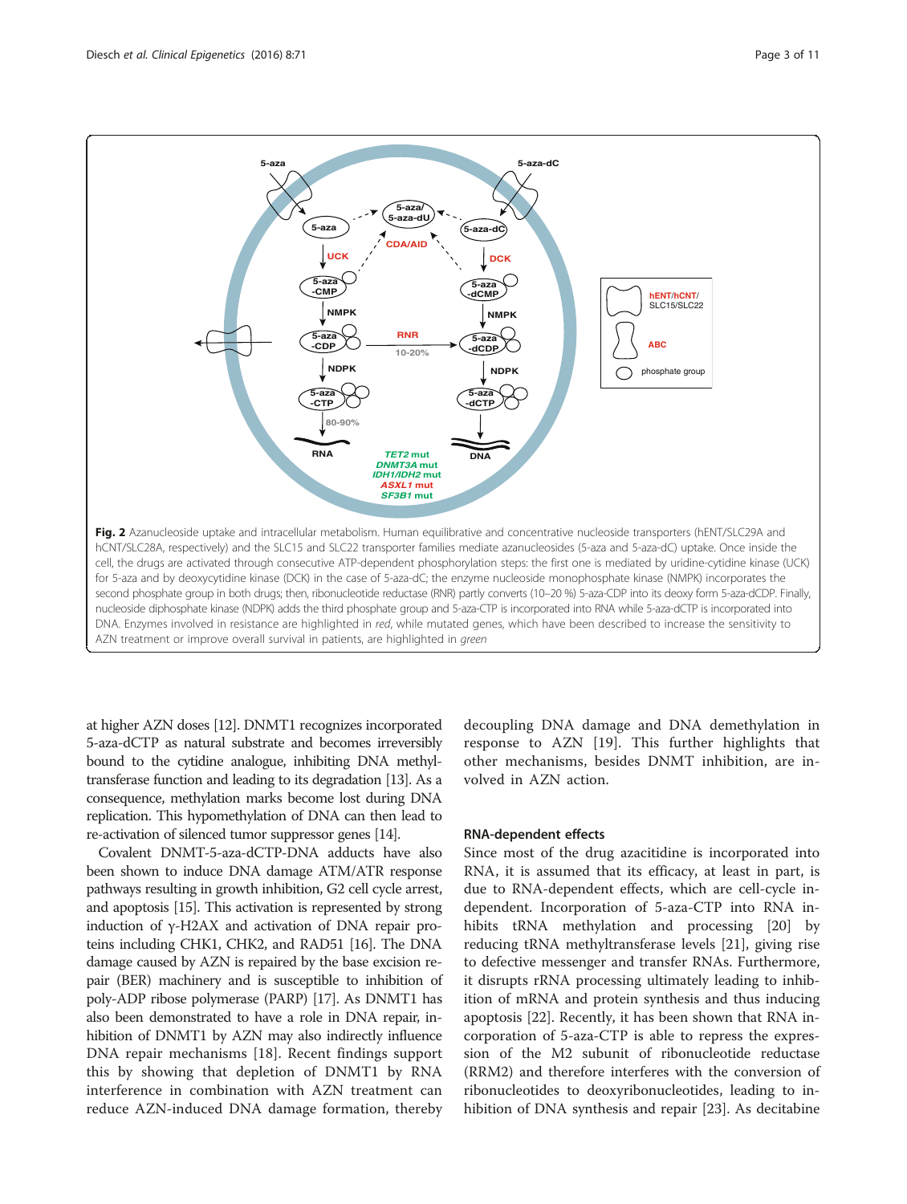Fig. 2 Azanucleoside uptake and intracellular metabolism. Human equilibrative and concentrative nucleoside transporters (hENT/SLC29A and hCNT/SLC28A, respectively) and the SLC15 and SLC22 transporter families mediate azanucleosides (5-aza and 5-aza-dC) uptake. Once inside the cell, the drugs are activated through consecutive ATP-dependent phosphorylation steps: the first one is mediated by uridine-cytidine kinase (UCK) for 5-aza and by deoxycytidine kinase (DCK) in the case of 5-aza-dC; the enzyme nucleoside monophosphate kinase (NMPK) incorporates the second phosphate group in both drugs; then, ribonucleotide reductase (RNR) partly converts (10–20 %) 5-aza-CDP into its deoxy form 5-aza-dCDP. Finally, nucleoside diphosphate kinase (NDPK) adds the third phosphate group and 5-aza-CTP is incorporated into RNA while 5-aza-dCTP is incorporated into DNA. Enzymes involved in resistance are highlighted in *red*, while mutated genes, which have been described to increase the sensitivity to AZN treatment or improve overall survival in patients, are highlighted in *green*

at higher AZN doses [12]. DNMT1 recognizes incorporated 5-aza-dCTP as natural substrate and becomes irreversibly bound to the cytidine analogue, inhibiting DNA methyltransferase function and leading to its degradation [13]. As a consequence, methylation marks become lost during DNA replication. This hypomethylation of DNA can then lead to re-activation of silenced tumor suppressor genes [14].

Covalent DNMT-5-aza-dCTP-DNA adducts have also been shown to induce DNA damage ATM/ATR response pathways resulting in growth inhibition, G2 cell cycle arrest, and apoptosis [15]. This activation is represented by strong induction of γ-H2AX and activation of DNA repair proteins including CHK1, CHK2, and RAD51 [16]. The DNA damage caused by AZN is repaired by the base excision repair (BER) machinery and is susceptible to inhibition of poly-ADP ribose polymerase (PARP) [17]. As DNMT1 has also been demonstrated to have a role in DNA repair, inhibition of DNMT1 by AZN may also indirectly influence DNA repair mechanisms [18]. Recent findings support this by showing that depletion of DNMT1 by RNA interference in combination with AZN treatment can reduce AZN-induced DNA damage formation, thereby decoupling DNA damage and DNA demethylation in response to AZN [19]. This further highlights that other mechanisms, besides DNMT inhibition, are involved in AZN action.

### RNA-dependent effects

Since most of the drug azacitidine is incorporated into RNA, it is assumed that its efficacy, at least in part, is due to RNA-dependent effects, which are cell-cycle independent. Incorporation of 5-aza-CTP into RNA inhibits tRNA methylation and processing [20] by reducing tRNA methyltransferase levels [21], giving rise to defective messenger and transfer RNAs. Furthermore, it disrupts rRNA processing ultimately leading to inhibition of mRNA and protein synthesis and thus inducing apoptosis [22]. Recently, it has been shown that RNA incorporation of 5-aza-CTP is able to repress the expression of the M2 subunit of ribonucleotide reductase (RRM2) and therefore interferes with the conversion of ribonucleotides to deoxyribonucleotides, leading to inhibition of DNA synthesis and repair [23]. As decitabine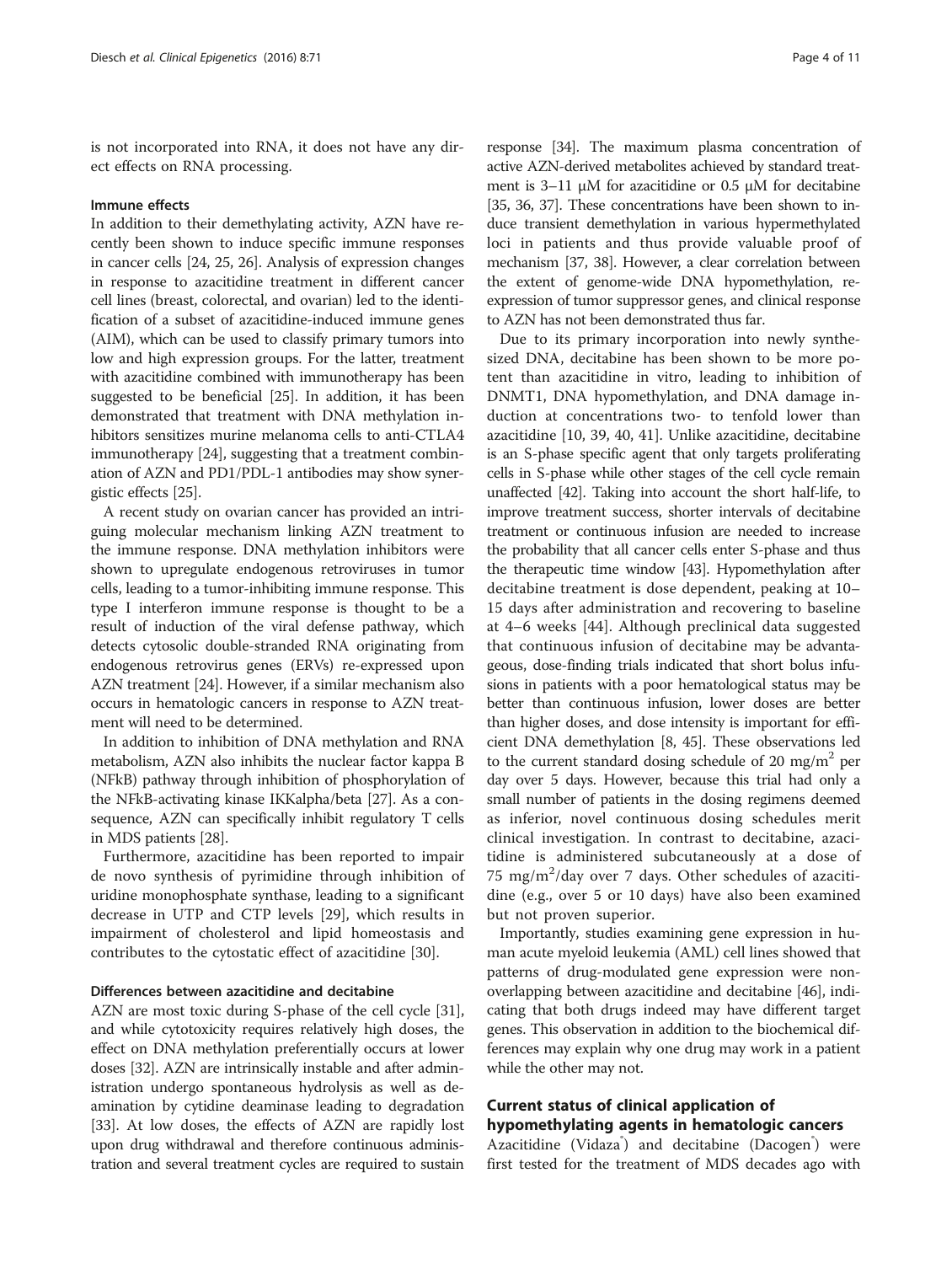is not incorporated into RNA, it does not have any direct effects on RNA processing.

### Immune effects

In addition to their demethylating activity, AZN have recently been shown to induce specific immune responses in cancer cells [24, 25, 26]. Analysis of expression changes in response to azacitidine treatment in different cancer cell lines (breast, colorectal, and ovarian) led to the identification of a subset of azacitidine-induced immune genes (AIM), which can be used to classify primary tumors into low and high expression groups. For the latter, treatment with azacitidine combined with immunotherapy has been suggested to be beneficial [25]. In addition, it has been demonstrated that treatment with DNA methylation inhibitors sensitizes murine melanoma cells to anti-CTLA4 immunotherapy [24], suggesting that a treatment combination of AZN and PD1/PDL-1 antibodies may show synergistic effects [25].

A recent study on ovarian cancer has provided an intriguing molecular mechanism linking AZN treatment to the immune response. DNA methylation inhibitors were shown to upregulate endogenous retroviruses in tumor cells, leading to a tumor-inhibiting immune response. This type I interferon immune response is thought to be a result of induction of the viral defense pathway, which detects cytosolic double-stranded RNA originating from endogenous retrovirus genes (ERVs) re-expressed upon AZN treatment [24]. However, if a similar mechanism also occurs in hematologic cancers in response to AZN treatment will need to be determined.

In addition to inhibition of DNA methylation and RNA metabolism, AZN also inhibits the nuclear factor kappa B (NFkB) pathway through inhibition of phosphorylation of the NFkB-activating kinase IKKalpha/beta [27]. As a consequence, AZN can specifically inhibit regulatory T cells in MDS patients [28].

Furthermore, azacitidine has been reported to impair de novo synthesis of pyrimidine through inhibition of uridine monophosphate synthase, leading to a significant decrease in UTP and CTP levels [29], which results in impairment of cholesterol and lipid homeostasis and contributes to the cytostatic effect of azacitidine [30].

### Differences between azacitidine and decitabine

AZN are most toxic during S-phase of the cell cycle [31], and while cytotoxicity requires relatively high doses, the effect on DNA methylation preferentially occurs at lower doses [32]. AZN are intrinsically instable and after administration undergo spontaneous hydrolysis as well as deamination by cytidine deaminase leading to degradation [33]. At low doses, the effects of AZN are rapidly lost upon drug withdrawal and therefore continuous administration and several treatment cycles are required to sustain response [34]. The maximum plasma concentration of active AZN-derived metabolites achieved by standard treatment is 3–11 μM for azacitidine or 0.5 μM for decitabine [35, 36, 37]. These concentrations have been shown to induce transient demethylation in various hypermethylated loci in patients and thus provide valuable proof of mechanism [37, 38]. However, a clear correlation between the extent of genome-wide DNA hypomethylation, re-expression of tumor suppressor genes, and clinical response to AZN has not been demonstrated thus far.

Due to its primary incorporation into newly synthesized DNA, decitabine has been shown to be more potent than azacitidine in vitro, leading to inhibition of DNMT1, DNA hypomethylation, and DNA damage induction at concentrations two- to tenfold lower than azacitidine [10, 39, 40, 41]. Unlike azacitidine, decitabine is an S-phase specific agent that only targets proliferating cells in S-phase while other stages of the cell cycle remain unaffected [42]. Taking into account the short half-life, to improve treatment success, shorter intervals of decitabine treatment or continuous infusion are needed to increase the probability that all cancer cells enter S-phase and thus the therapeutic time window [43]. Hypomethylation after decitabine treatment is dose dependent, peaking at 10–15 days after administration and recovering to baseline at 4–6 weeks [44]. Although preclinical data suggested that continuous infusion of decitabine may be advantageous, dose-finding trials indicated that short bolus infusions in patients with a poor hematological status may be better than continuous infusion, lower doses are better than higher doses, and dose intensity is important for efficient DNA demethylation [8, 45]. These observations led to the current standard dosing schedule of 20 mg/m$^2$ per day over 5 days. However, because this trial had only a small number of patients in the dosing regimens deemed as inferior, novel continuous dosing schedules merit clinical investigation. In contrast to decitabine, azacitidine is administered subcutaneously at a dose of 75 mg/m$^2$/day over 7 days. Other schedules of azacitidine (e.g., over 5 or 10 days) have also been examined but not proven superior.

Importantly, studies examining gene expression in human acute myeloid leukemia (AML) cell lines showed that patterns of drug-modulated gene expression were non-overlapping between azacitidine and decitabine [46], indicating that both drugs indeed may have different target genes. This observation in addition to the biochemical differences may explain why one drug may work in a patient while the other may not.

## Current status of clinical application of hypomethylating agents in hematologic cancers

Azacitidine (Vidaza®) and decitabine (Dacogen®) were first tested for the treatment of MDS decades ago with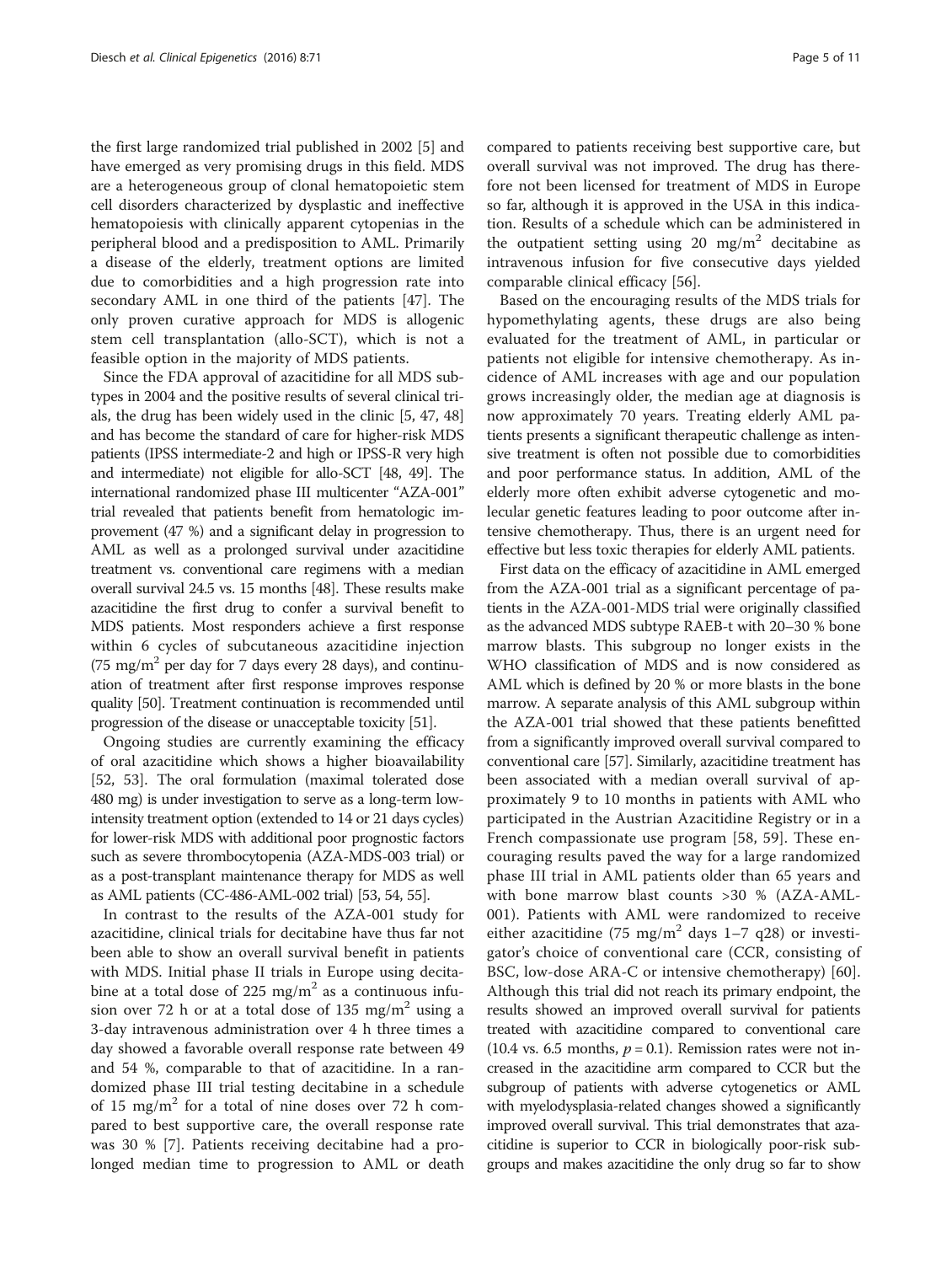the first large randomized trial published in 2002 [5] and have emerged as very promising drugs in this field. MDS are a heterogeneous group of clonal hematopoietic stem cell disorders characterized by dysplastic and ineffective hematopoiesis with clinically apparent cytopenias in the peripheral blood and a predisposition to AML. Primarily a disease of the elderly, treatment options are limited due to comorbidities and a high progression rate into secondary AML in one third of the patients [47]. The only proven curative approach for MDS is allogenic stem cell transplantation (allo-SCT), which is not a feasible option in the majority of MDS patients.

Since the FDA approval of azacitidine for all MDS subtypes in 2004 and the positive results of several clinical trials, the drug has been widely used in the clinic [5, 47, 48] and has become the standard of care for higher-risk MDS patients (IPSS intermediate-2 and high or IPSS-R very high and intermediate) not eligible for allo-SCT [48, 49]. The international randomized phase III multicenter "AZA-001" trial revealed that patients benefit from hematologic improvement (47 %) and a significant delay in progression to AML as well as a prolonged survival under azacitidine treatment vs. conventional care regimens with a median overall survival 24.5 vs. 15 months [48]. These results make azacitidine the first drug to confer a survival benefit to MDS patients. Most responders achieve a first response within 6 cycles of subcutaneous azacitidine injection (75 mg/m$^2$ per day for 7 days every 28 days), and continuation of treatment after first response improves response quality [50]. Treatment continuation is recommended until progression of the disease or unacceptable toxicity [51].

Ongoing studies are currently examining the efficacy of oral azacitidine which shows a higher bioavailability [52, 53]. The oral formulation (maximal tolerated dose 480 mg) is under investigation to serve as a long-term low-intensity treatment option (extended to 14 or 21 days cycles) for lower-risk MDS with additional poor prognostic factors such as severe thrombocytopenia (AZA-MDS-003 trial) or as a post-transplant maintenance therapy for MDS as well as AML patients (CC-486-AML-002 trial) [53, 54, 55].

In contrast to the results of the AZA-001 study for azacitidine, clinical trials for decitabine have thus far not been able to show an overall survival benefit in patients with MDS. Initial phase II trials in Europe using decitabine at a total dose of 225 mg/m$^2$ as a continuous infusion over 72 h or at a total dose of 135 mg/m$^2$ using a 3-day intravenous administration over 4 h three times a day showed a favorable overall response rate between 49 and 54 %, comparable to that of azacitidine. In a randomized phase III trial testing decitabine in a schedule of 15 mg/m$^2$ for a total of nine doses over 72 h compared to best supportive care, the overall response rate was 30 % [7]. Patients receiving decitabine had a prolonged median time to progression to AML or death compared to patients receiving best supportive care, but overall survival was not improved. The drug has therefore not been licensed for treatment of MDS in Europe so far, although it is approved in the USA in this indication. Results of a schedule which can be administered in the outpatient setting using 20 mg/m$^2$ decitabine as intravenous infusion for five consecutive days yielded comparable clinical efficacy [56].

Based on the encouraging results of the MDS trials for hypomethylating agents, these drugs are also being evaluated for the treatment of AML, in particular or patients not eligible for intensive chemotherapy. As incidence of AML increases with age and our population grows increasingly older, the median age at diagnosis is now approximately 70 years. Treating elderly AML patients presents a significant therapeutic challenge as intensive treatment is often not possible due to comorbidities and poor performance status. In addition, AML of the elderly more often exhibit adverse cytogenetic and molecular genetic features leading to poor outcome after intensive chemotherapy. Thus, there is an urgent need for effective but less toxic therapies for elderly AML patients.

First data on the efficacy of azacitidine in AML emerged from the AZA-001 trial as a significant percentage of patients in the AZA-001-MDS trial were originally classified as the advanced MDS subtype RAEB-t with 20–30 % bone marrow blasts. This subgroup no longer exists in the WHO classification of MDS and is now considered as AML which is defined by 20 % or more blasts in the bone marrow. A separate analysis of this AML subgroup within the AZA-001 trial showed that these patients benefitted from a significantly improved overall survival compared to conventional care [57]. Similarly, azacitidine treatment has been associated with a median overall survival of approximately 9 to 10 months in patients with AML who participated in the Austrian Azacitidine Registry or in a French compassionate use program [58, 59]. These encouraging results paved the way for a large randomized phase III trial in AML patients older than 65 years and with bone marrow blast counts >30 % (AZA-AML-001). Patients with AML were randomized to receive either azacitidine (75 mg/m$^2$ days 1–7 q28) or investigator's choice of conventional care (CCR, consisting of BSC, low-dose ARA-C or intensive chemotherapy) [60]. Although this trial did not reach its primary endpoint, the results showed an improved overall survival for patients treated with azacitidine compared to conventional care (10.4 vs. 6.5 months, $p = 0.1$). Remission rates were not increased in the azacitidine arm compared to CCR but the subgroup of patients with adverse cytogenetics or AML with myelodysplasia-related changes showed a significantly improved overall survival. This trial demonstrates that azacitidine is superior to CCR in biologically poor-risk subgroups and makes azacitidine the only drug so far to show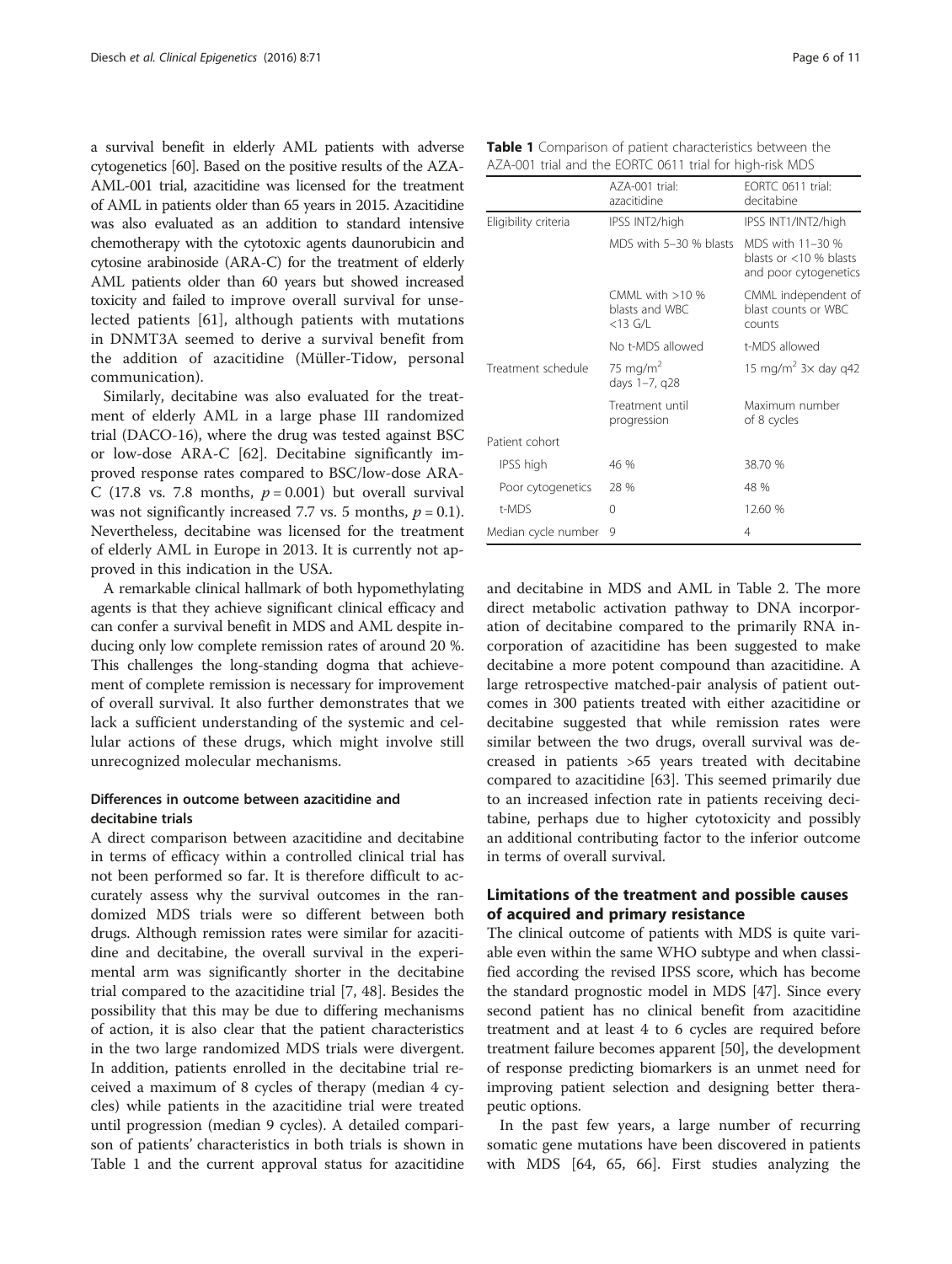a survival benefit in elderly AML patients with adverse cytogenetics [60]. Based on the positive results of the AZA-AML-001 trial, azacitidine was licensed for the treatment of AML in patients older than 65 years in 2015. Azacitidine was also evaluated as an addition to standard intensive chemotherapy with the cytotoxic agents daunorubicin and cytosine arabinoside (ARA-C) for the treatment of elderly AML patients older than 60 years but showed increased toxicity and failed to improve overall survival for unselected patients [61], although patients with mutations in DNMT3A seemed to derive a survival benefit from the addition of azacitidine (Müller-Tidow, personal communication).

Similarly, decitabine was also evaluated for the treatment of elderly AML in a large phase III randomized trial (DACO-16), where the drug was tested against BSC or low-dose ARA-C [62]. Decitabine significantly improved response rates compared to BSC/low-dose ARA-C (17.8 vs. 7.8 months, $p = 0.001$) but overall survival was not significantly increased 7.7 vs. 5 months, $p = 0.1$). Nevertheless, decitabine was licensed for the treatment of elderly AML in Europe in 2013. It is currently not approved in this indication in the USA.

A remarkable clinical hallmark of both hypomethylating agents is that they achieve significant clinical efficacy and can confer a survival benefit in MDS and AML despite inducing only low complete remission rates of around 20 %. This challenges the long-standing dogma that achievement of complete remission is necessary for improvement of overall survival. It also further demonstrates that we lack a sufficient understanding of the systemic and cellular actions of these drugs, which might involve still unrecognized molecular mechanisms.

### Differences in outcome between azacitidine and decitabine trials

A direct comparison between azacitidine and decitabine in terms of efficacy within a controlled clinical trial has not been performed so far. It is therefore difficult to accurately assess why the survival outcomes in the randomized MDS trials were so different between both drugs. Although remission rates were similar for azacitidine and decitabine, the overall survival in the experimental arm was significantly shorter in the decitabine trial compared to the azacitidine trial [7, 48]. Besides the possibility that this may be due to differing mechanisms of action, it is also clear that the patient characteristics in the two large randomized MDS trials were divergent. In addition, patients enrolled in the decitabine trial received a maximum of 8 cycles of therapy (median 4 cycles) while patients in the azacitidine trial were treated until progression (median 9 cycles). A detailed comparison of patients' characteristics in both trials is shown in Table 1 and the current approval status for azacitidine and decitabine in MDS and AML in Table 2. The more direct metabolic activation pathway to DNA incorporation of decitabine compared to the primarily RNA incorporation of azacitidine has been suggested to make decitabine a more potent compound than azacitidine. A large retrospective matched-pair analysis of patient outcomes in 300 patients treated with either azacitidine or decitabine suggested that while remission rates were similar between the two drugs, overall survival was decreased in patients >65 years treated with decitabine compared to azacitidine [63]. This seemed primarily due to an increased infection rate in patients receiving decitabine, perhaps due to higher cytotoxicity and possibly an additional contributing factor to the inferior outcome in terms of overall survival.

**Table 1** Comparison of patient characteristics between the AZA-001 trial and the EORTC 0611 trial for high-risk MDS

| | AZA-001 trial: azacitidine | EORTC 0611 trial: decitabine |
|---|---|---|
| Eligibility criteria | IPSS INT2/high | IPSS INT1/INT2/high |
| | MDS with 5–30 % blasts | MDS with 11–30 % blasts or <10 % blasts and poor cytogenetics |
| | CMML with >10 % blasts and WBC <13 G/L | CMML independent of blast counts or WBC counts |
| | No t-MDS allowed | t-MDS allowed |
| Treatment schedule | 75 mg/m$^2$ days 1–7, q28 | 15 mg/m$^2$ 3× day q42 |
| | Treatment until progression | Maximum number of 8 cycles |
| Patient cohort | | |
| IPSS high | 46 % | 38.70 % |
| Poor cytogenetics | 28 % | 48 % |
| t-MDS | 0 | 12.60 % |
| Median cycle number | 9 | 4 |

## Limitations of the treatment and possible causes of acquired and primary resistance

The clinical outcome of patients with MDS is quite variable even within the same WHO subtype and when classified according the revised IPSS score, which has become the standard prognostic model in MDS [47]. Since every second patient has no clinical benefit from azacitidine treatment and at least 4 to 6 cycles are required before treatment failure becomes apparent [50], the development of response predicting biomarkers is an unmet need for improving patient selection and designing better therapeutic options.

In the past few years, a large number of recurring somatic gene mutations have been discovered in patients with MDS [64, 65, 66]. First studies analyzing the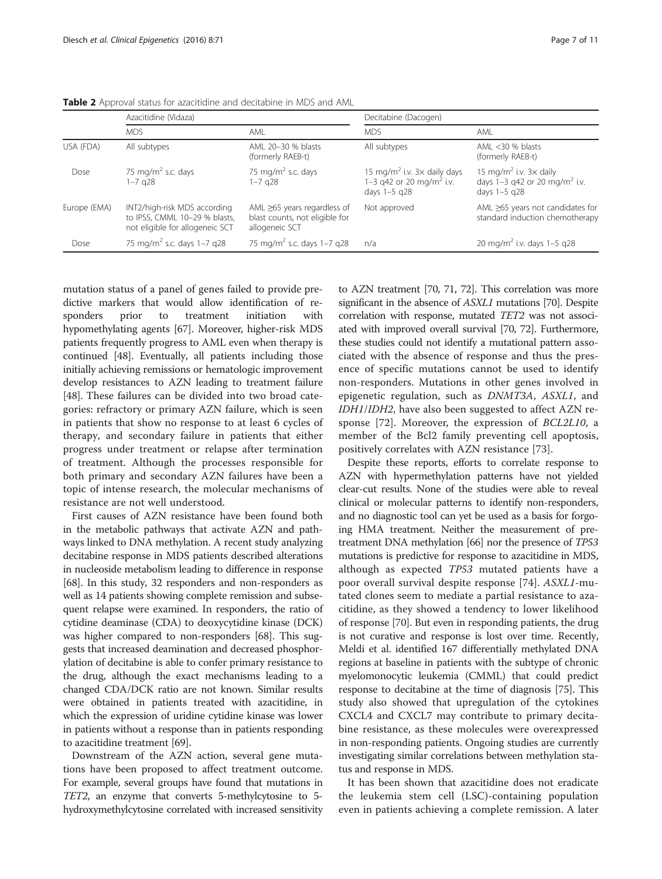**Table 2** Approval status for azacitidine and decitabine in MDS and AML

| | Azacitidine (Vidaza) | | Decitabine (Dacogen) | |
|---|---|---|---|---|
| | MDS | AML | MDS | AML |
| USA (FDA) | All subtypes | AML 20–30 % blasts (formerly RAEB-t) | All subtypes | AML <30 % blasts (formerly RAEB-t) |
| Dose | 75 mg/m$^2$ s.c. days 1–7 q28 | 75 mg/m$^2$ s.c. days 1–7 q28 | 15 mg/m$^2$ i.v. 3× daily days 1–3 q42 or 20 mg/m$^2$ i.v. days 1–5 q28 | 15 mg/m$^2$ i.v. 3× daily days 1–3 q42 or 20 mg/m$^2$ i.v. days 1–5 q28 |
| Europe (EMA) | INT2/high-risk MDS according to IPSS, CMML 10–29 % blasts, not eligible for allogeneic SCT | AML ≥65 years regardless of blast counts, not eligible for allogeneic SCT | Not approved | AML ≥65 years not candidates for standard induction chemotherapy |
| Dose | 75 mg/m$^2$ s.c. days 1–7 q28 | 75 mg/m$^2$ s.c. days 1–7 q28 | n/a | 20 mg/m$^2$ i.v. days 1–5 q28 |

mutation status of a panel of genes failed to provide predictive markers that would allow identification of responders prior to treatment initiation with hypomethylating agents [67]. Moreover, higher-risk MDS patients frequently progress to AML even when therapy is continued [48]. Eventually, all patients including those initially achieving remissions or hematologic improvement develop resistances to AZN leading to treatment failure [48]. These failures can be divided into two broad categories: refractory or primary AZN failure, which is seen in patients that show no response to at least 6 cycles of therapy, and secondary failure in patients that either progress under treatment or relapse after termination of treatment. Although the processes responsible for both primary and secondary AZN failures have been a topic of intense research, the molecular mechanisms of resistance are not well understood.

First causes of AZN resistance have been found both in the metabolic pathways that activate AZN and pathways linked to DNA methylation. A recent study analyzing decitabine response in MDS patients described alterations in nucleoside metabolism leading to difference in response [68]. In this study, 32 responders and non-responders as well as 14 patients showing complete remission and subsequent relapse were examined. In responders, the ratio of cytidine deaminase (CDA) to deoxycytidine kinase (DCK) was higher compared to non-responders [68]. This suggests that increased deamination and decreased phosphorylation of decitabine is able to confer primary resistance to the drug, although the exact mechanisms leading to a changed CDA/DCK ratio are not known. Similar results were obtained in patients treated with azacitidine, in which the expression of uridine cytidine kinase was lower in patients without a response than in patients responding to azacitidine treatment [69].

Downstream of the AZN action, several gene mutations have been proposed to affect treatment outcome. For example, several groups have found that mutations in *TET2*, an enzyme that converts 5-methylcytosine to 5-hydroxymethylcytosine correlated with increased sensitivity to AZN treatment [70, 71, 72]. This correlation was more significant in the absence of *ASXL1* mutations [70]. Despite correlation with response, mutated *TET2* was not associated with improved overall survival [70, 72]. Furthermore, these studies could not identify a mutational pattern associated with the absence of response and thus the presence of specific mutations cannot be used to identify non-responders. Mutations in other genes involved in epigenetic regulation, such as *DNMT3A*, *ASXL1*, and *IDH1*/*IDH2*, have also been suggested to affect AZN response [72]. Moreover, the expression of *BCL2L10*, a member of the Bcl2 family preventing cell apoptosis, positively correlates with AZN resistance [73].

Despite these reports, efforts to correlate response to AZN with hypermethylation patterns have not yielded clear-cut results. None of the studies were able to reveal clinical or molecular patterns to identify non-responders, and no diagnostic tool can yet be used as a basis for forgoing HMA treatment. Neither the measurement of pretreatment DNA methylation [66] nor the presence of *TP53* mutations is predictive for response to azacitidine in MDS, although as expected *TP53* mutated patients have a poor overall survival despite response [74]. *ASXL1*-mutated clones seem to mediate a partial resistance to azacitidine, as they showed a tendency to lower likelihood of response [70]. But even in responding patients, the drug is not curative and response is lost over time. Recently, Meldi et al. identified 167 differentially methylated DNA regions at baseline in patients with the subtype of chronic myelomonocytic leukemia (CMML) that could predict response to decitabine at the time of diagnosis [75]. This study also showed that upregulation of the cytokines CXCL4 and CXCL7 may contribute to primary decitabine resistance, as these molecules were overexpressed in non-responding patients. Ongoing studies are currently investigating similar correlations between methylation status and response in MDS.

It has been shown that azacitidine does not eradicate the leukemia stem cell (LSC)-containing population even in patients achieving a complete remission. A later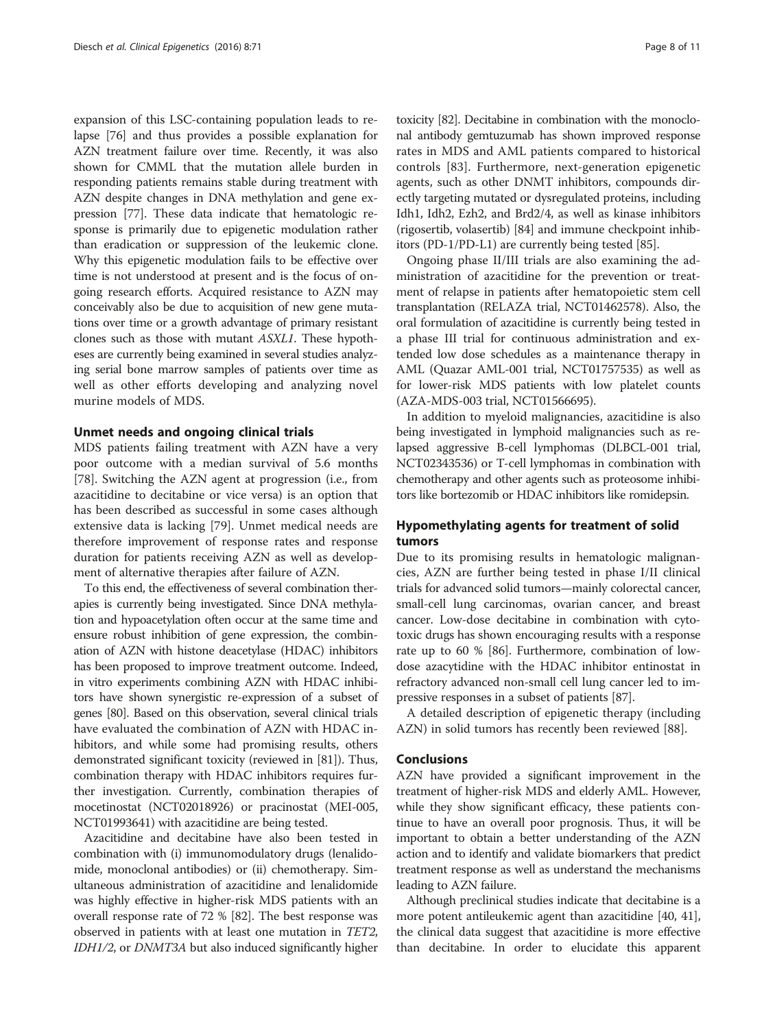expansion of this LSC-containing population leads to relapse [76] and thus provides a possible explanation for AZN treatment failure over time. Recently, it was also shown for CMML that the mutation allele burden in responding patients remains stable during treatment with AZN despite changes in DNA methylation and gene expression [77]. These data indicate that hematologic response is primarily due to epigenetic modulation rather than eradication or suppression of the leukemic clone. Why this epigenetic modulation fails to be effective over time is not understood at present and is the focus of ongoing research efforts. Acquired resistance to AZN may conceivably also be due to acquisition of new gene mutations over time or a growth advantage of primary resistant clones such as those with mutant *ASXL1*. These hypotheses are currently being examined in several studies analyzing serial bone marrow samples of patients over time as well as other efforts developing and analyzing novel murine models of MDS.

## Unmet needs and ongoing clinical trials

MDS patients failing treatment with AZN have a very poor outcome with a median survival of 5.6 months [78]. Switching the AZN agent at progression (i.e., from azacitidine to decitabine or vice versa) is an option that has been described as successful in some cases although extensive data is lacking [79]. Unmet medical needs are therefore improvement of response rates and response duration for patients receiving AZN as well as development of alternative therapies after failure of AZN.

To this end, the effectiveness of several combination therapies is currently being investigated. Since DNA methylation and hypoacetylation often occur at the same time and ensure robust inhibition of gene expression, the combination of AZN with histone deacetylase (HDAC) inhibitors has been proposed to improve treatment outcome. Indeed, in vitro experiments combining AZN with HDAC inhibitors have shown synergistic re-expression of a subset of genes [80]. Based on this observation, several clinical trials have evaluated the combination of AZN with HDAC inhibitors, and while some had promising results, others demonstrated significant toxicity (reviewed in [81]). Thus, combination therapy with HDAC inhibitors requires further investigation. Currently, combination therapies of mocetinostat (NCT02018926) or pracinostat (MEI-005, NCT01993641) with azacitidine are being tested.

Azacitidine and decitabine have also been tested in combination with (i) immunomodulatory drugs (lenalidomide, monoclonal antibodies) or (ii) chemotherapy. Simultaneous administration of azacitidine and lenalidomide was highly effective in higher-risk MDS patients with an overall response rate of 72 % [82]. The best response was observed in patients with at least one mutation in *TET2*, *IDH1/2*, or *DNMT3A* but also induced significantly higher toxicity [82]. Decitabine in combination with the monoclonal antibody gemtuzumab has shown improved response rates in MDS and AML patients compared to historical controls [83]. Furthermore, next-generation epigenetic agents, such as other DNMT inhibitors, compounds directly targeting mutated or dysregulated proteins, including Idh1, Idh2, Ezh2, and Brd2/4, as well as kinase inhibitors (rigosertib, volasertib) [84] and immune checkpoint inhibitors (PD-1/PD-L1) are currently being tested [85].

Ongoing phase II/III trials are also examining the administration of azacitidine for the prevention or treatment of relapse in patients after hematopoietic stem cell transplantation (RELAZA trial, NCT01462578). Also, the oral formulation of azacitidine is currently being tested in a phase III trial for continuous administration and extended low dose schedules as a maintenance therapy in AML (Quazar AML-001 trial, NCT01757535) as well as for lower-risk MDS patients with low platelet counts (AZA-MDS-003 trial, NCT01566695).

In addition to myeloid malignancies, azacitidine is also being investigated in lymphoid malignancies such as relapsed aggressive B-cell lymphomas (DLBCL-001 trial, NCT02343536) or T-cell lymphomas in combination with chemotherapy and other agents such as proteosome inhibitors like bortezomib or HDAC inhibitors like romidepsin.

## Hypomethylating agents for treatment of solid tumors

Due to its promising results in hematologic malignancies, AZN are further being tested in phase I/II clinical trials for advanced solid tumors—mainly colorectal cancer, small-cell lung carcinomas, ovarian cancer, and breast cancer. Low-dose decitabine in combination with cytotoxic drugs has shown encouraging results with a response rate up to 60 % [86]. Furthermore, combination of low-dose azacytidine with the HDAC inhibitor entinostat in refractory advanced non-small cell lung cancer led to impressive responses in a subset of patients [87].

A detailed description of epigenetic therapy (including AZN) in solid tumors has recently been reviewed [88].

## Conclusions

AZN have provided a significant improvement in the treatment of higher-risk MDS and elderly AML. However, while they show significant efficacy, these patients continue to have an overall poor prognosis. Thus, it will be important to obtain a better understanding of the AZN action and to identify and validate biomarkers that predict treatment response as well as understand the mechanisms leading to AZN failure.

Although preclinical studies indicate that decitabine is a more potent antileukemic agent than azacitidine [40, 41], the clinical data suggest that azacitidine is more effective than decitabine. In order to elucidate this apparent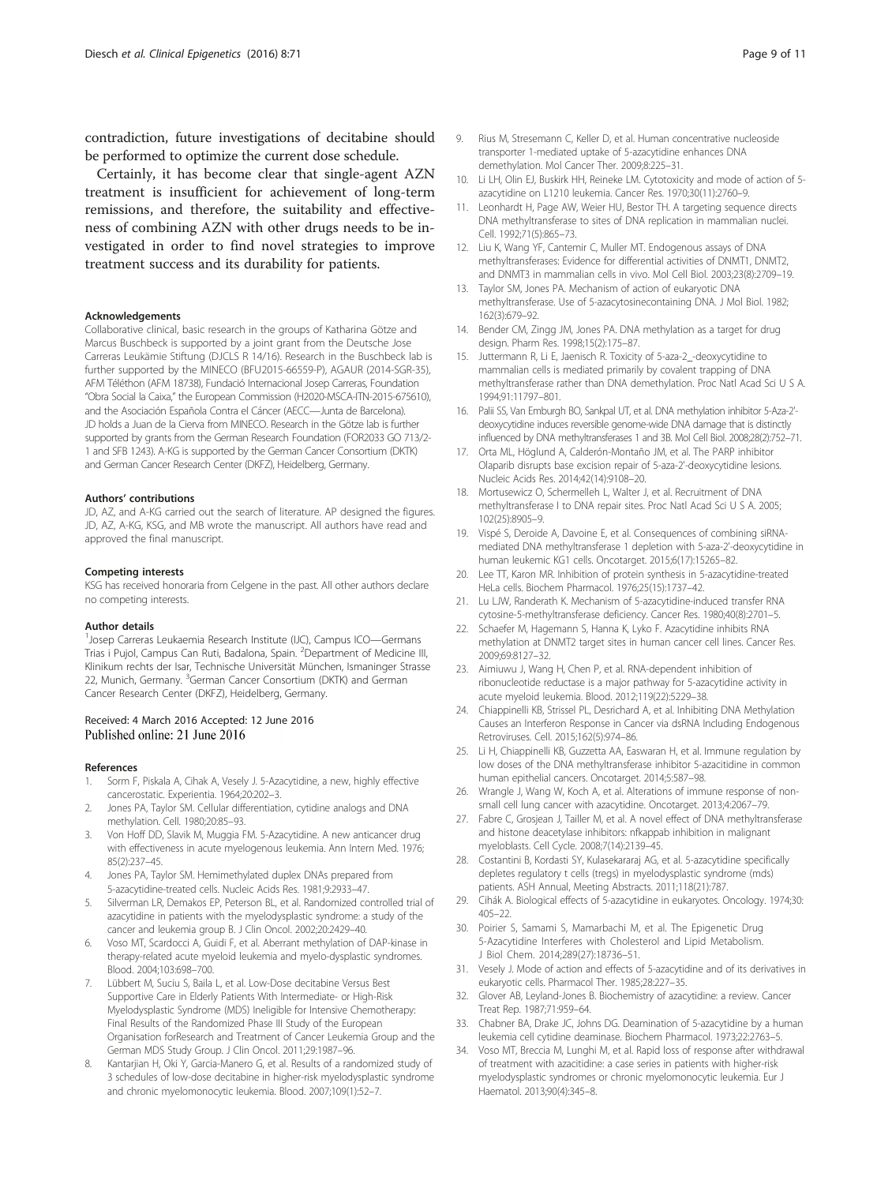contradiction, future investigations of decitabine should be performed to optimize the current dose schedule.

Certainly, it has become clear that single-agent AZN treatment is insufficient for achievement of long-term remissions, and therefore, the suitability and effectiveness of combining AZN with other drugs needs to be investigated in order to find novel strategies to improve treatment success and its durability for patients.

#### Acknowledgements

Collaborative clinical, basic research in the groups of Katharina Götze and Marcus Buschbeck is supported by a joint grant from the Deutsche Jose Carreras Leukämie Stiftung (DJCLS R 14/16). Research in the Buschbeck lab is further supported by the MINECO (BFU2015-66559-P), AGAUR (2014-SGR-35), AFM Téléthon (AFM 18738), Fundació Internacional Josep Carreras, Foundation "Obra Social la Caixa," the European Commission (H2020-MSCA-ITN-2015-675610), and the Asociación Española Contra el Cáncer (AECC—Junta de Barcelona). JD holds a Juan de la Cierva from MINECO. Research in the Götze lab is further supported by grants from the German Research Foundation (FOR2033 GO 713/2-1 and SFB 1243). A-KG is supported by the German Cancer Consortium (DKTK) and German Cancer Research Center (DKFZ), Heidelberg, Germany.

#### Authors' contributions

JD, AZ, and A-KG carried out the search of literature. AP designed the figures. JD, AZ, A-KG, KSG, and MB wrote the manuscript. All authors have read and approved the final manuscript.

#### Competing interests

KSG has received honoraria from Celgene in the past. All other authors declare no competing interests.

#### Author details

[1]Josep Carreras Leukaemia Research Institute (IJC), Campus ICO—Germans Trias i Pujol, Campus Can Ruti, Badalona, Spain. [2]Department of Medicine III, Klinikum rechts der Isar, Technische Universität München, Ismaninger Strasse 22, Munich, Germany. [3]German Cancer Consortium (DKTK) and German Cancer Research Center (DKFZ), Heidelberg, Germany.

Received: 4 March 2016 Accepted: 12 June 2016
Published online: 21 June 2016

#### References

1. Sorm F, Piskala A, Cihak A, Vesely J. 5-Azacytidine, a new, highly effective cancerostatic. Experientia. 1964;20:202–3.
2. Jones PA, Taylor SM. Cellular differentiation, cytidine analogs and DNA methylation. Cell. 1980;20:85–93.
3. Von Hoff DD, Slavik M, Muggia FM. 5-Azacytidine. A new anticancer drug with effectiveness in acute myelogenous leukemia. Ann Intern Med. 1976; 85(2):237–45.
4. Jones PA, Taylor SM. Hemimethylated duplex DNAs prepared from 5-azacytidine-treated cells. Nucleic Acids Res. 1981;9:2933–47.
5. Silverman LR, Demakos EP, Peterson BL, et al. Randomized controlled trial of azacitidine in patients with the myelodysplastic syndrome: a study of the cancer and leukemia group B. J Clin Oncol. 2002;20:2429–40.
6. Voso MT, Scardocci A, Guidi F, et al. Aberrant methylation of DAP-kinase in therapy-related acute myeloid leukemia and myelo-dysplastic syndromes. Blood. 2004;103:698–700.
7. Lübbert M, Suciu S, Baila L, et al. Low-Dose decitabine Versus Best Supportive Care in Elderly Patients With Intermediate- or High-Risk Myelodysplastic Syndrome (MDS) Ineligible for Intensive Chemotherapy: Final Results of the Randomized Phase III Study of the European Organisation forResearch and Treatment of Cancer Leukemia Group and the German MDS Study Group. J Clin Oncol. 2011;29:1987–96.
8. Kantarjian H, Oki Y, Garcia-Manero G, et al. Results of a randomized study of 3 schedules of low-dose decitabine in higher-risk myelodysplastic syndrome and chronic myelomonocytic leukemia. Blood. 2007;109(1):52–7.
9. Rius M, Stresemann C, Keller D, et al. Human concentrative nucleoside transporter 1-mediated uptake of 5-azacytidine enhances DNA demethylation. Mol Cancer Ther. 2009;8:225–31.
10. Li LH, Olin EJ, Buskirk HH, Reineke LM. Cytotoxicity and mode of action of 5-azacytidine on L1210 leukemia. Cancer Res. 1970;30(11):2760–9.
11. Leonhardt H, Page AW, Weier HU, Bestor TH. A targeting sequence directs DNA methyltransferase to sites of DNA replication in mammalian nuclei. Cell. 1992;71(5):865–73.
12. Liu K, Wang YF, Cantemir C, Muller MT. Endogenous assays of DNA methyltransferases: Evidence for differential activities of DNMT1, DNMT2, and DNMT3 in mammalian cells in vivo. Mol Cell Biol. 2003;23(8):2709–19.
13. Taylor SM, Jones PA. Mechanism of action of eukaryotic DNA methyltransferase. Use of 5-azacytosinecontaining DNA. J Mol Biol. 1982; 162(3):679–92.
14. Bender CM, Zingg JM, Jones PA. DNA methylation as a target for drug design. Pharm Res. 1998;15(2):175–87.
15. Juttermann R, Li E, Jaenisch R. Toxicity of 5-aza-2_-deoxycytidine to mammalian cells is mediated primarily by covalent trapping of DNA methyltransferase rather than DNA demethylation. Proc Natl Acad Sci U S A. 1994;91:11797–801.
16. Palii SS, Van Emburgh BO, Sankpal UT, et al. DNA methylation inhibitor 5-Aza-2'-deoxycytidine induces reversible genome-wide DNA damage that is distinctly influenced by DNA methyltransferases 1 and 3B. Mol Cell Biol. 2008;28(2):752–71.
17. Orta ML, Höglund A, Calderón-Montaño JM, et al. The PARP inhibitor Olaparib disrupts base excision repair of 5-aza-2'-deoxycytidine lesions. Nucleic Acids Res. 2014;42(14):9108–20.
18. Mortusewicz O, Schermelleh L, Walter J, et al. Recruitment of DNA methyltransferase I to DNA repair sites. Proc Natl Acad Sci U S A. 2005; 102(25):8905–9.
19. Vispé S, Deroide A, Davoine E, et al. Consequences of combining siRNA-mediated DNA methyltransferase 1 depletion with 5-aza-2'-deoxycytidine in human leukemic KG1 cells. Oncotarget. 2015;6(17):15265–82.
20. Lee TT, Karon MR. Inhibition of protein synthesis in 5-azacytidine-treated HeLa cells. Biochem Pharmacol. 1976;25(15):1737–42.
21. Lu LJW, Randerath K. Mechanism of 5-azacytidine-induced transfer RNA cytosine-5-methyltransferase deficiency. Cancer Res. 1980;40(8):2701–5.
22. Schaefer M, Hagemann S, Hanna K, Lyko F. Azacytidine inhibits RNA methylation at DNMT2 target sites in human cancer cell lines. Cancer Res. 2009;69:8127–32.
23. Aimiuwu J, Wang H, Chen P, et al. RNA-dependent inhibition of ribonucleotide reductase is a major pathway for 5-azacytidine activity in acute myeloid leukemia. Blood. 2012;119(22):5229–38.
24. Chiappinelli KB, Strissel PL, Desrichard A, et al. Inhibiting DNA Methylation Causes an Interferon Response in Cancer via dsRNA Including Endogenous Retroviruses. Cell. 2015;162(5):974–86.
25. Li H, Chiappinelli KB, Guzzetta AA, Easwaran H, et al. Immune regulation by low doses of the DNA methyltransferase inhibitor 5-azacitidine in common human epithelial cancers. Oncotarget. 2014;5:587–98.
26. Wrangle J, Wang W, Koch A, et al. Alterations of immune response of non-small cell lung cancer with azacytidine. Oncotarget. 2013;4:2067–79.
27. Fabre C, Grosjean J, Tailler M, et al. A novel effect of DNA methyltransferase and histone deacetylase inhibitors: nfkappab inhibition in malignant myeloblasts. Cell Cycle. 2008;7(14):2139–45.
28. Costantini B, Kordasti SY, Kulasekararaj AG, et al. 5-azacytidine specifically depletes regulatory t cells (tregs) in myelodysplastic syndrome (mds) patients. ASH Annual, Meeting Abstracts. 2011;118(21):787.
29. Cihák A. Biological effects of 5-azacytidine in eukaryotes. Oncology. 1974;30: 405–22.
30. Poirier S, Samami S, Mamarbachi M, et al. The Epigenetic Drug 5-Azacytidine Interferes with Cholesterol and Lipid Metabolism. J Biol Chem. 2014;289(27):18736–51.
31. Vesely J. Mode of action and effects of 5-azacytidine and of its derivatives in eukaryotic cells. Pharmacol Ther. 1985;28:227–35.
32. Glover AB, Leyland-Jones B. Biochemistry of azacytidine: a review. Cancer Treat Rep. 1987;71:959–64.
33. Chabner BA, Drake JC, Johns DG. Deamination of 5-azacytidine by a human leukemia cell cytidine deaminase. Biochem Pharmacol. 1973;22:2763–5.
34. Voso MT, Breccia M, Lunghi M, et al. Rapid loss of response after withdrawal of treatment with azacitidine: a case series in patients with higher-risk myelodysplastic syndromes or chronic myelomonocytic leukemia. Eur J Haematol. 2013;90(4):345–8.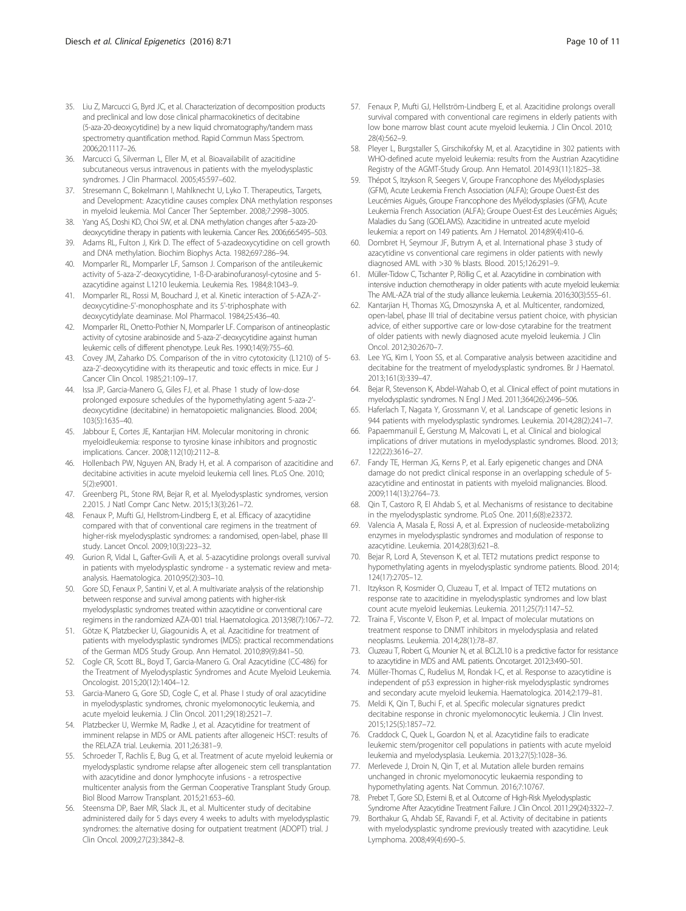35. Liu Z, Marcucci G, Byrd JC, et al. Characterization of decomposition products and preclinical and low dose clinical pharmacokinetics of decitabine (5-aza-20-deoxycytidine) by a new liquid chromatography/tandem mass spectrometry quantification method. Rapid Commun Mass Spectrom. 2006;20:1117–26.
36. Marcucci G, Silverman L, Eller M, et al. Bioavailabilit of azacitidine subcutaneous versus intravenous in patients with the myelodysplastic syndromes. J Clin Pharmacol. 2005;45:597–602.
37. Stresemann C, Bokelmann I, Mahlknecht U, Lyko T. Therapeutics, Targets, and Development: Azacytidine causes complex DNA methylation responses in myeloid leukemia. Mol Cancer Ther September. 2008;7:2998–3005.
38. Yang AS, Doshi KD, Choi SW, et al. DNA methylation changes after 5-aza-20-deoxycytidine therapy in patients with leukemia. Cancer Res. 2006;66:5495–503.
39. Adams RL, Fulton J, Kirk D. The effect of 5-azadeoxycytidine on cell growth and DNA methylation. Biochim Biophys Acta. 1982;697:286–94.
40. Momparler RL, Momparler LF, Samson J. Comparison of the antileukemic activity of 5-aza-2'-deoxycytidine, 1-ß-D-arabinofuranosyl-cytosine and 5-azacytidine against L1210 leukemia. Leukemia Res. 1984;8:1043–9.
41. Momparler RL, Rossi M, Bouchard J, et al. Kinetic interaction of 5-AZA-2'-deoxycytidine-5'-monophosphate and its 5'-triphosphate with deoxycytidylate deaminase. Mol Pharmacol. 1984;25:436–40.
42. Momparler RL, Onetto-Pothier N, Momparler LF. Comparison of antineoplastic activity of cytosine arabinoside and 5-aza-2'-deoxycytidine against human leukemic cells of different phenotype. Leuk Res. 1990;14(9):755–60.
43. Covey JM, Zaharko DS. Comparison of the in vitro cytotoxicity (L1210) of 5-aza-2'-deoxycytidine with its therapeutic and toxic effects in mice. Eur J Cancer Clin Oncol. 1985;21:109–17.
44. Issa JP, Garcia-Manero G, Giles FJ, et al. Phase 1 study of low-dose prolonged exposure schedules of the hypomethylating agent 5-aza-2'-deoxycytidine (decitabine) in hematopoietic malignancies. Blood. 2004; 103(5):1635–40.
45. Jabbour E, Cortes JE, Kantarjian HM. Molecular monitoring in chronic myeloidleukemia: response to tyrosine kinase inhibitors and prognostic implications. Cancer. 2008;112(10):2112–8.
46. Hollenbach PW, Nguyen AN, Brady H, et al. A comparison of azacitidine and decitabine activities in acute myeloid leukemia cell lines. PLoS One. 2010; 5(2):e9001.
47. Greenberg PL, Stone RM, Bejar R, et al. Myelodysplastic syndromes, version 2.2015. J Natl Compr Canc Netw. 2015;13(3):261–72.
48. Fenaux P, Mufti GJ, Hellstrom-Lindberg E, et al. Efficacy of azacytidine compared with that of conventional care regimens in the treatment of higher-risk myelodysplastic syndromes: a randomised, open-label, phase III study. Lancet Oncol. 2009;10(3):223–32.
49. Gurion R, Vidal L, Gafter-Gvili A, et al. 5-azacytidine prolongs overall survival in patients with myelodysplastic syndrome - a systematic review and meta-analysis. Haematologica. 2010;95(2):303–10.
50. Gore SD, Fenaux P, Santini V, et al. A multivariate analysis of the relationship between response and survival among patients with higher-risk myelodysplastic syndromes treated within azacitidine or conventional care regimens in the randomized AZA-001 trial. Haematologica. 2013;98(7):1067–72.
51. Götze K, Platzbecker U, Giagounidis A, et al. Azacitidine for treatment of patients with myelodysplastic syndromes (MDS): practical recommendations of the German MDS Study Group. Ann Hematol. 2010;89(9):841–50.
52. Cogle CR, Scott BL, Boyd T, Garcia-Manero G. Oral Azacytidine (CC-486) for the Treatment of Myelodysplastic Syndromes and Acute Myeloid Leukemia. Oncologist. 2015;20(12):1404–12.
53. Garcia-Manero G, Gore SD, Cogle C, et al. Phase I study of oral azacitidine in myelodysplastic syndromes, chronic myelomonocytic leukemia, and acute myeloid leukemia. J Clin Oncol. 2011;29(18):2521–7.
54. Platzbecker U, Wermke M, Radke J, et al. Azacytidine for treatment of imminent relapse in MDS or AML patients after allogeneic HSCT: results of the RELAZA trial. Leukemia. 2011;26:381–9.
55. Schroeder T, Rachlis E, Bug G, et al. Treatment of acute myeloid leukemia or myelodysplastic syndrome relapse after allogeneic stem cell transplantation with azacytidine and donor lymphocyte infusions - a retrospective multicenter analysis from the German Cooperative Transplant Study Group. Biol Blood Marrow Transplant. 2015;21:653–60.
56. Steensma DP, Baer MR, Slack JL, et al. Multicenter study of decitabine administered daily for 5 days every 4 weeks to adults with myelodysplastic syndromes: the alternative dosing for outpatient treatment (ADOPT) trial. J Clin Oncol. 2009;27(23):3842–8.
57. Fenaux P, Mufti GJ, Hellström-Lindberg E, et al. Azacitidine prolongs overall survival compared with conventional care regimens in elderly patients with low bone marrow blast count acute myeloid leukemia. J Clin Oncol. 2010; 28(4):562–9.
58. Pleyer L, Burgstaller S, Girschikofsky M, et al. Azacytidine in 302 patients with WHO-defined acute myeloid leukemia: results from the Austrian Azacytidine Registry of the AGMT-Study Group. Ann Hematol. 2014;93(11):1825–38.
59. Thépot S, Itzykson R, Seegers V, Groupe Francophone des Myélodysplasies (GFM), Acute Leukemia French Association (ALFA); Groupe Ouest-Est des Leucémies Aiguës, Groupe Francophone des Myélodysplasies (GFM), Acute Leukemia French Association (ALFA); Groupe Ouest-Est des Leucémies Aiguës; Maladies du Sang (GOELAMS). Azacitidine in untreated acute myeloid leukemia: a report on 149 patients. Am J Hematol. 2014;89(4):410–6.
60. Dombret H, Seymour JF, Butrym A, et al. International phase 3 study of azacytidine vs conventional care regimens in older patients with newly diagnosed AML with >30 % blasts. Blood. 2015;126:291–9.
61. Müller-Tidow C, Tschanter P, Röllig C, et al. Azacitidine in combination with intensive induction chemotherapy in older patients with acute myeloid leukemia: The AML-AZA trial of the study alliance leukemia. Leukemia. 2016;30(3):555–61.
62. Kantarjian H, Thomas XG, Dmoszynska A, et al. Multicenter, randomized, open-label, phase III trial of decitabine versus patient choice, with physician advice, of either supportive care or low-dose cytarabine for the treatment of older patients with newly diagnosed acute myeloid leukemia. J Clin Oncol. 2012;30:2670–7.
63. Lee YG, Kim I, Yoon SS, et al. Comparative analysis between azacitidine and decitabine for the treatment of myelodysplastic syndromes. Br J Haematol. 2013;161(3):339–47.
64. Bejar R, Stevenson K, Abdel-Wahab O, et al. Clinical effect of point mutations in myelodysplastic syndromes. N Engl J Med. 2011;364(26):2496–506.
65. Haferlach T, Nagata Y, Grossmann V, et al. Landscape of genetic lesions in 944 patients with myelodysplastic syndromes. Leukemia. 2014;28(2):241–7.
66. Papaemmanuil E, Gerstung M, Malcovati L, et al. Clinical and biological implications of driver mutations in myelodysplastic syndromes. Blood. 2013; 122(22):3616–27.
67. Fandy TE, Herman JG, Kerns P, et al. Early epigenetic changes and DNA damage do not predict clinical response in an overlapping schedule of 5-azacytidine and entinostat in patients with myeloid malignancies. Blood. 2009;114(13):2764–73.
68. Qin T, Castoro R, El Ahdab S, et al. Mechanisms of resistance to decitabine in the myelodysplastic syndrome. PLoS One. 2011;6(8):e23372.
69. Valencia A, Masala E, Rossi A, et al. Expression of nucleoside-metabolizing enzymes in myelodysplastic syndromes and modulation of response to azacitidine. Leukemia. 2014;28(3):621–8.
70. Bejar R, Lord A, Stevenson K, et al. TET2 mutations predict response to hypomethylating agents in myelodysplastic syndrome patients. Blood. 2014; 124(17):2705–12.
71. Itzykson R, Kosmider O, Cluzeau T, et al. Impact of TET2 mutations on response rate to azacitidine in myelodysplastic syndromes and low blast count acute myeloid leukemias. Leukemia. 2011;25(7):1147–52.
72. Traina F, Visconte V, Elson P, et al. Impact of molecular mutations on treatment response to DNMT inhibitors in myelodysplasia and related neoplasms. Leukemia. 2014;28(1):78–87.
73. Cluzeau T, Robert G, Mounier N, et al. BCL2L10 is a predictive factor for resistance to azacitidine in MDS and AML patients. Oncotarget. 2012;3:490–501.
74. Müller-Thomas C, Rudelius M, Rondak I-C, et al. Response to azacitidine is independent of p53 expression in higher-risk myelodysplastic syndromes and secondary acute myeloid leukemia. Haematologica. 2014;2:179–81.
75. Meldi K, Qin T, Buchi F, et al. Specific molecular signatures predict decitabine response in chronic myelomonocytic leukemia. J Clin Invest. 2015;125(5):1857–72.
76. Craddock C, Quek L, Goardon N, et al. Azacitidine fails to eradicate leukemic stem/progenitor cell populations in patients with acute myeloid leukemia and myelodysplasia. Leukemia. 2013;27(5):1028–36.
77. Merlevede J, Droin N, Qin T, et al. Mutation allele burden remains unchanged in chronic myelomonocytic leukaemia responding to hypomethylating agents. Nat Commun. 2016;7:10767.
78. Prebet T, Gore SD, Esterni B, et al. Outcome of High-Risk Myelodysplastic Syndrome After Azacitidine Treatment Failure. J Clin Oncol. 2011;29(24):3322–7.
79. Borthakur G, Ahdab SE, Ravandi F, et al. Activity of decitabine in patients with myelodysplastic syndrome previously treated with azacitidine. Leuk Lymphoma. 2008;49(4):690–5.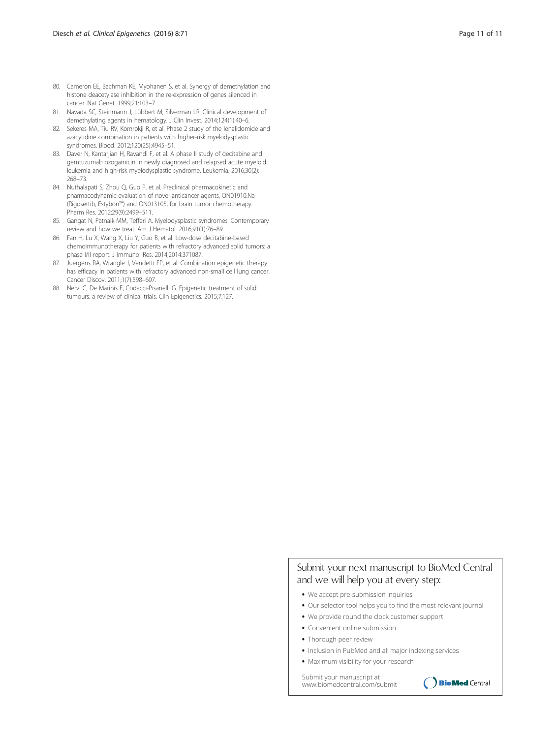80. Cameron EE, Bachman KE, Myohanen S, et al. Synergy of demethylation and histone deacetylase inhibition in the re-expression of genes silenced in cancer. Nat Genet. 1999;21:103–7.
81. Navada SC, Steinmann J, Lübbert M, Silverman LR. Clinical development of demethylating agents in hematology. J Clin Invest. 2014;124(1):40–6.
82. Sekeres MA, Tiu RV, Komrokji R, et al. Phase 2 study of the lenalidomide and azacytidine combination in patients with higher-risk myelodysplastic syndromes. Blood. 2012;120(25):4945–51.
83. Daver N, Kantarjian H, Ravandi F, et al. A phase II study of decitabine and gemtuzumab ozogamicin in newly diagnosed and relapsed acute myeloid leukemia and high-risk myelodysplastic syndrome. Leukemia. 2016;30(2): 268–73.
84. Nuthalapati S, Zhou Q, Guo P, et al. Preclinical pharmacokinetic and pharmacodynamic evaluation of novel anticancer agents, ON01910.Na (Rigosertib, Estybon™) and ON013105, for brain tumor chemotherapy. Pharm Res. 2012;29(9):2499–511.
85. Gangat N, Patnaik MM, Tefferi A. Myelodysplastic syndromes: Contemporary review and how we treat. Am J Hematol. 2016;91(1):76–89.
86. Fan H, Lu X, Wang X, Liu Y, Guo B, et al. Low-dose decitabine-based chemoimmunotherapy for patients with refractory advanced solid tumors: a phase I/II report. J Immunol Res. 2014;2014:371087.
87. Juergens RA, Wrangle J, Vendetti FP, et al. Combination epigenetic therapy has efficacy in patients with refractory advanced non-small cell lung cancer. Cancer Discov. 2011;1(7):598–607.
88. Nervi C, De Marinis E, Codacci-Pisanelli G. Epigenetic treatment of solid tumours: a review of clinical trials. Clin Epigenetics. 2015;7:127.

Submit your next manuscript to BioMed Central and we will help you at every step:

- We accept pre-submission inquiries
- Our selector tool helps you to find the most relevant journal
- We provide round the clock customer support
- Convenient online submission
- Thorough peer review
- Inclusion in PubMed and all major indexing services
- Maximum visibility for your research

Submit your manuscript at
www.biomedcentral.com/submit